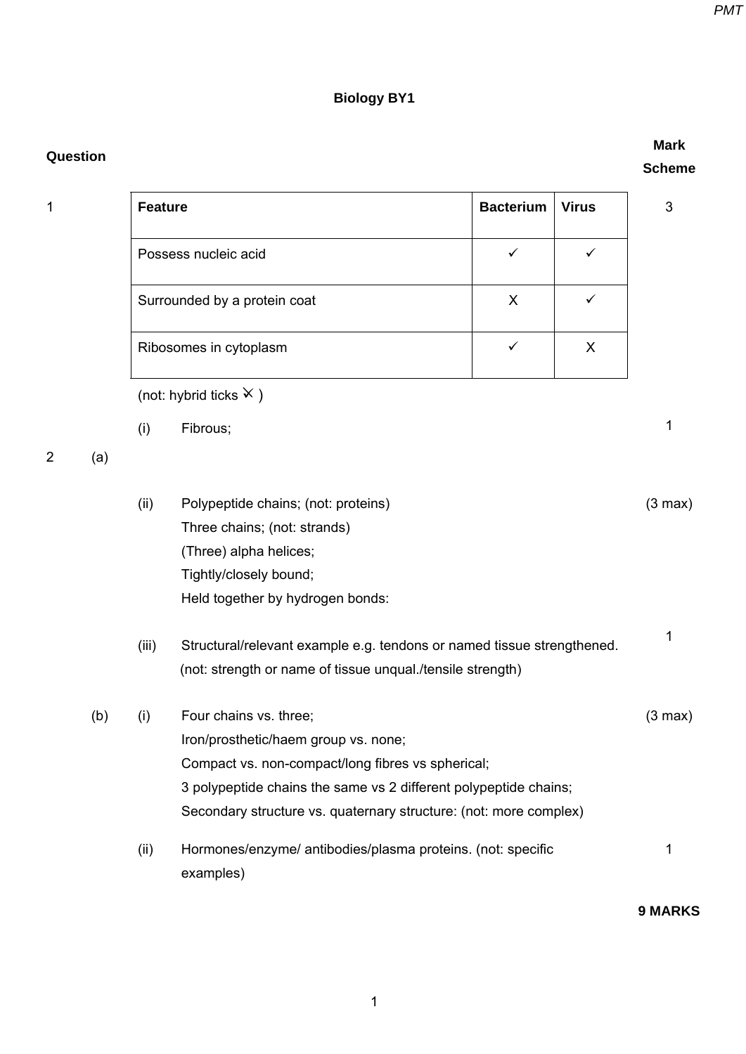# Biology BY1

| Question | | | | Mark Scheme |
|---|---|---|---|---|

**1**

| Feature | Bacterium | Virus |
|---|---|---|
| Possess nucleic acid | ✓ | ✓ |
| Surrounded by a protein coat | X | ✓ |
| Ribosomes in cytoplasm | ✓ | X |

(not: hybrid ticks ✓̸ )

Mark: 3

**2 (a)**

(i) Fibrous; — 1

(ii) Polypeptide chains; (not: proteins) — (3 max)
Three chains; (not: strands)
(Three) alpha helices;
Tightly/closely bound;
Held together by hydrogen bonds:

(iii) Structural/relevant example e.g. tendons or named tissue strengthened. (not: strength or name of tissue unqual./tensile strength) — 1

**(b)**

(i) Four chains vs. three; — (3 max)
Iron/prosthetic/haem group vs. none;
Compact vs. non-compact/long fibres vs spherical;
3 polypeptide chains the same vs 2 different polypeptide chains;
Secondary structure vs. quaternary structure: (not: more complex)

(ii) Hormones/enzyme/ antibodies/plasma proteins. (not: specific examples) — 1

**9 MARKS**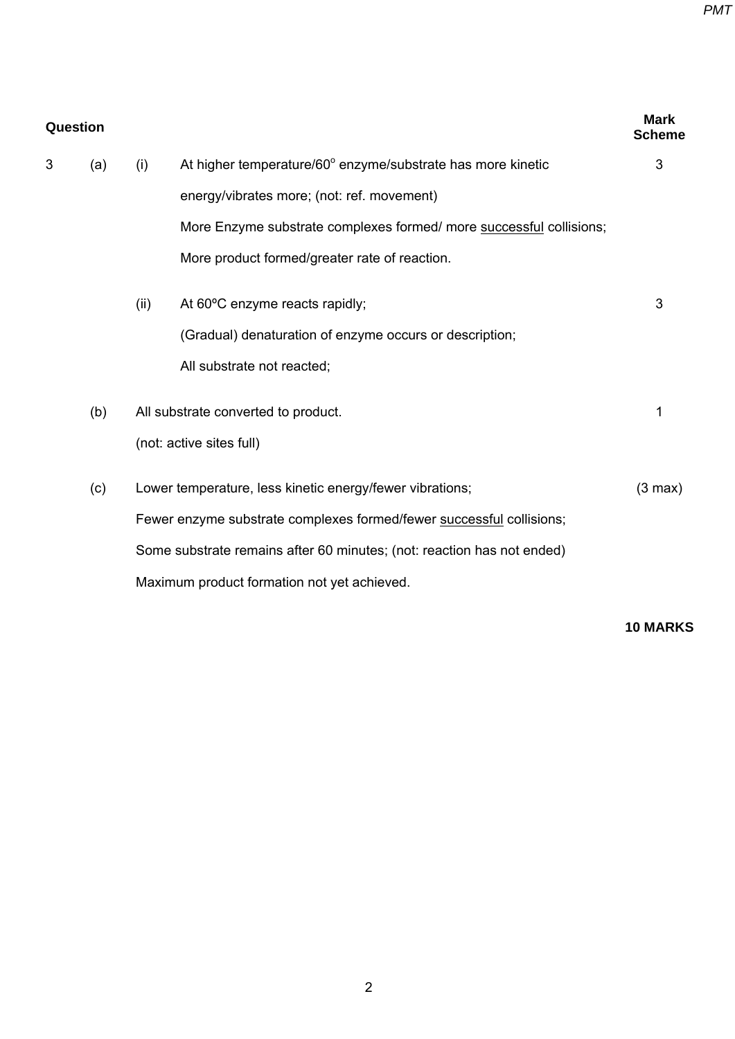| Question | | | | Mark Scheme |
|---|---|---|---|---|
| 3 | (a) | (i) | At higher temperature/60° enzyme/substrate has more kinetic energy/vibrates more; (not: ref. movement) | 3 |
| | | | More Enzyme substrate complexes formed/ more <u>successful</u> collisions; | |
| | | | More product formed/greater rate of reaction. | |
| | | (ii) | At 60ºC enzyme reacts rapidly; | 3 |
| | | | (Gradual) denaturation of enzyme occurs or description; | |
| | | | All substrate not reacted; | |
| | (b) | All substrate converted to product. | | 1 |
| | | (not: active sites full) | | |
| | (c) | Lower temperature, less kinetic energy/fewer vibrations; | | (3 max) |
| | | Fewer enzyme substrate complexes formed/fewer <u>successful</u> collisions; | | |
| | | Some substrate remains after 60 minutes; (not: reaction has not ended) | | |
| | | Maximum product formation not yet achieved. | | |

**10 MARKS**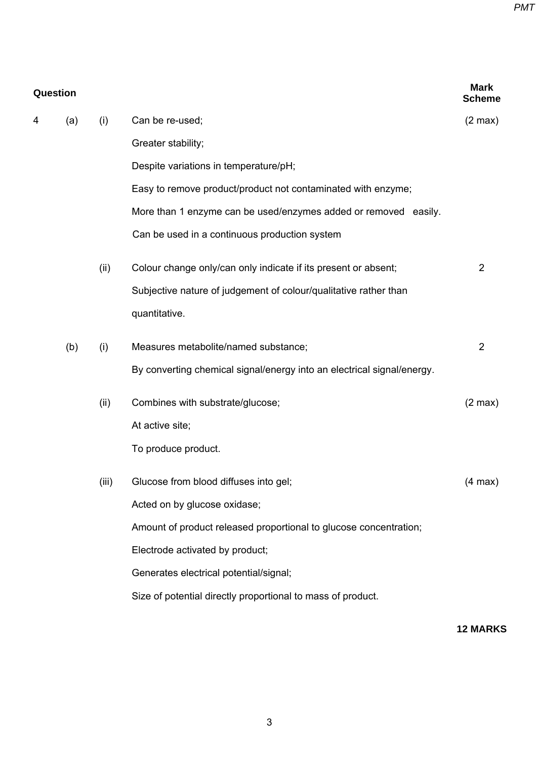| Question | | | | Mark Scheme |
|---|---|---|---|---|
| 4 | (a) | (i) | Can be re-used; | (2 max) |
| | | | Greater stability; | |
| | | | Despite variations in temperature/pH; | |
| | | | Easy to remove product/product not contaminated with enzyme; | |
| | | | More than 1 enzyme can be used/enzymes added or removed easily. | |
| | | | Can be used in a continuous production system | |
| | | (ii) | Colour change only/can only indicate if its present or absent; | 2 |
| | | | Subjective nature of judgement of colour/qualitative rather than quantitative. | |
| | (b) | (i) | Measures metabolite/named substance; | 2 |
| | | | By converting chemical signal/energy into an electrical signal/energy. | |
| | | (ii) | Combines with substrate/glucose; | (2 max) |
| | | | At active site; | |
| | | | To produce product. | |
| | | (iii) | Glucose from blood diffuses into gel; | (4 max) |
| | | | Acted on by glucose oxidase; | |
| | | | Amount of product released proportional to glucose concentration; | |
| | | | Electrode activated by product; | |
| | | | Generates electrical potential/signal; | |
| | | | Size of potential directly proportional to mass of product. | |

**12 MARKS**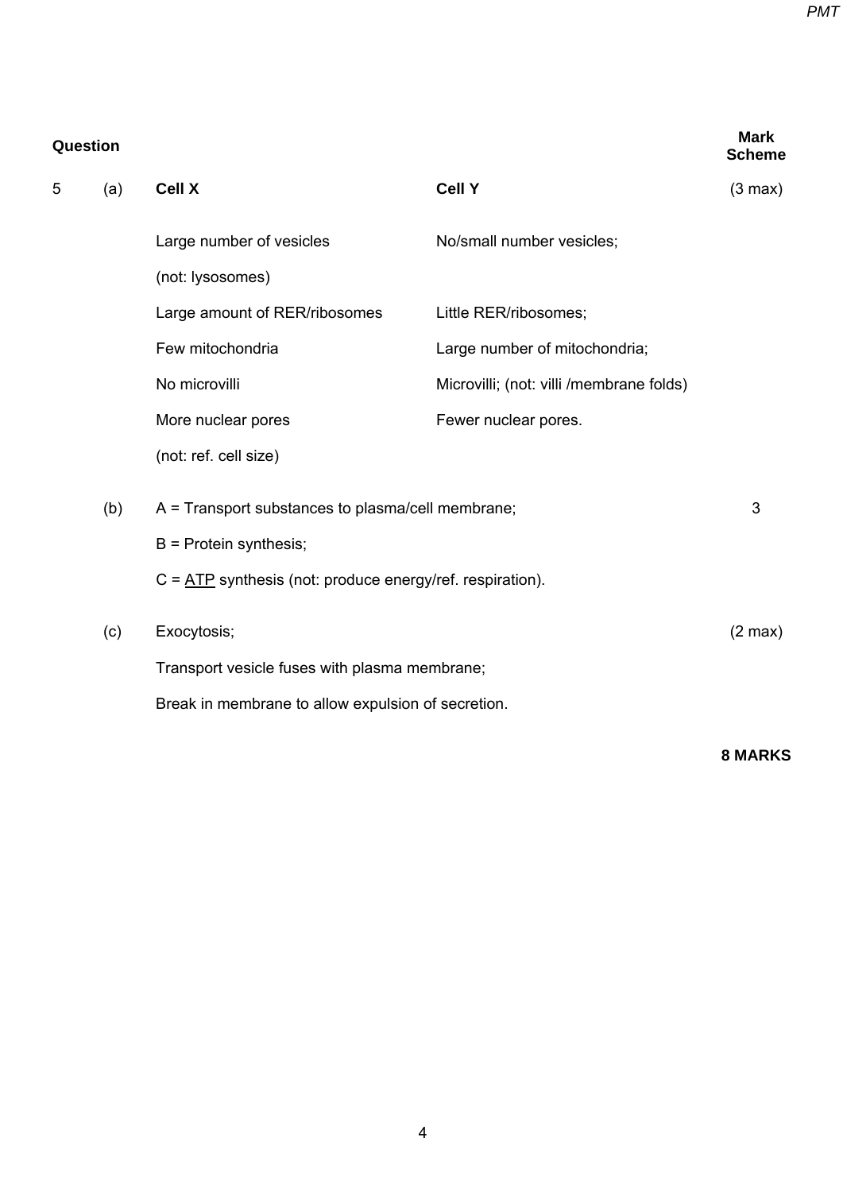| Question | | | | Mark Scheme |
|---|---|---|---|---|
| 5 | (a) | **Cell X** | **Cell Y** | (3 max) |
| | | Large number of vesicles | No/small number vesicles; | |
| | | (not: lysosomes) | | |
| | | Large amount of RER/ribosomes | Little RER/ribosomes; | |
| | | Few mitochondria | Large number of mitochondria; | |
| | | No microvilli | Microvilli; (not: villi /membrane folds) | |
| | | More nuclear pores | Fewer nuclear pores. | |
| | | (not: ref. cell size) | | |
| | (b) | A = Transport substances to plasma/cell membrane; | | 3 |
| | | B = Protein synthesis; | | |
| | | C = ATP synthesis (not: produce energy/ref. respiration). | | |
| | (c) | Exocytosis; | | (2 max) |
| | | Transport vesicle fuses with plasma membrane; | | |
| | | Break in membrane to allow expulsion of secretion. | | |

**8 MARKS**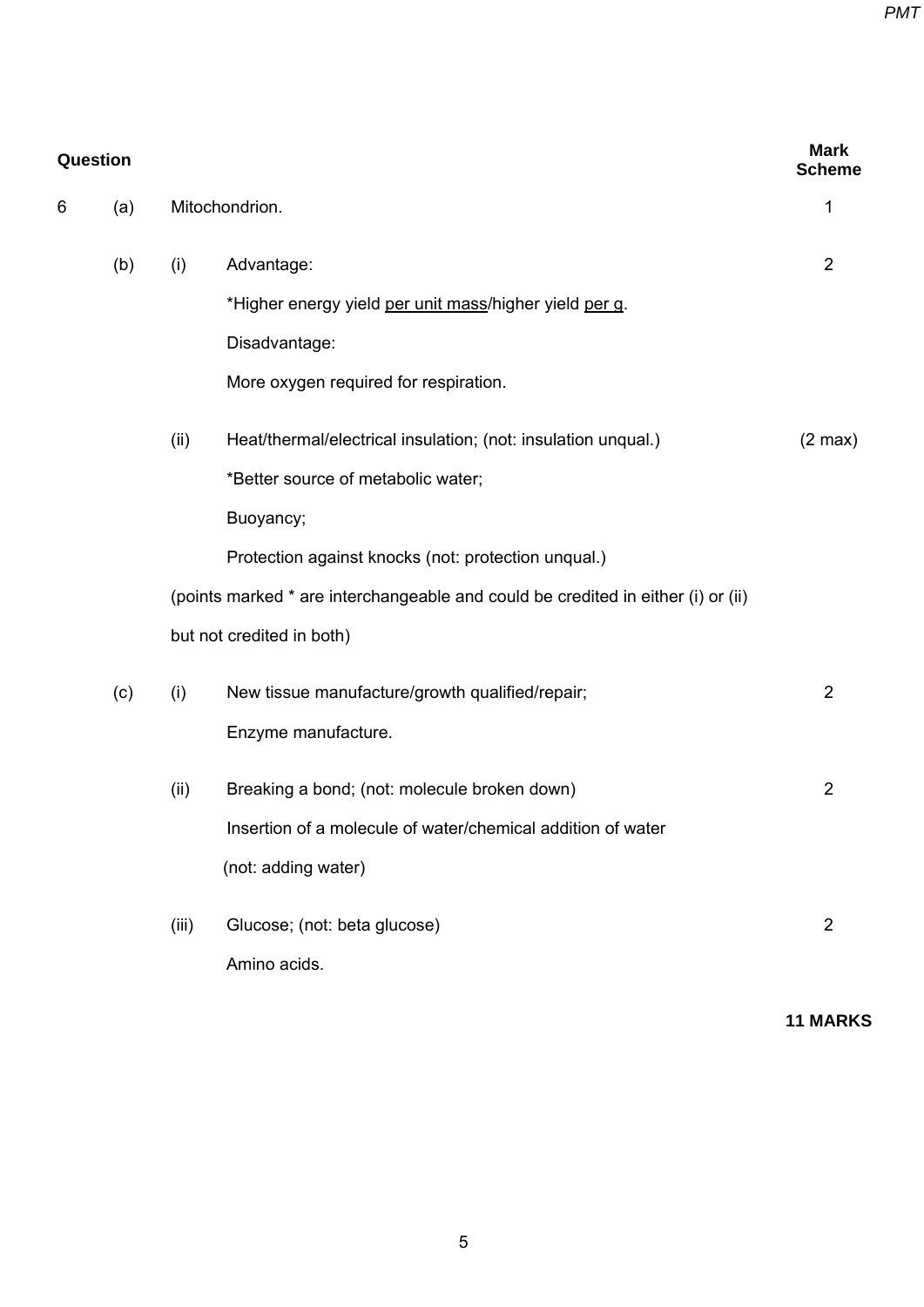| Question | | | | Mark Scheme |
|---|---|---|---|---|
| 6 | (a) | Mitochondrion. | | 1 |
| | (b) | (i) | Advantage: | 2 |
| | | | *Higher energy yield <u>per unit mass</u>/higher yield <u>per g</u>. | |
| | | | Disadvantage: | |
| | | | More oxygen required for respiration. | |
| | | (ii) | Heat/thermal/electrical insulation; (not: insulation unqual.) | (2 max) |
| | | | *Better source of metabolic water; | |
| | | | Buoyancy; | |
| | | | Protection against knocks (not: protection unqual.) | |
| | | (points marked * are interchangeable and could be credited in either (i) or (ii) but not credited in both) | | |
| | (c) | (i) | New tissue manufacture/growth qualified/repair; | 2 |
| | | | Enzyme manufacture. | |
| | | (ii) | Breaking a bond; (not: molecule broken down) | 2 |
| | | | Insertion of a molecule of water/chemical addition of water (not: adding water) | |
| | | (iii) | Glucose; (not: beta glucose) | 2 |
| | | | Amino acids. | |

**11 MARKS**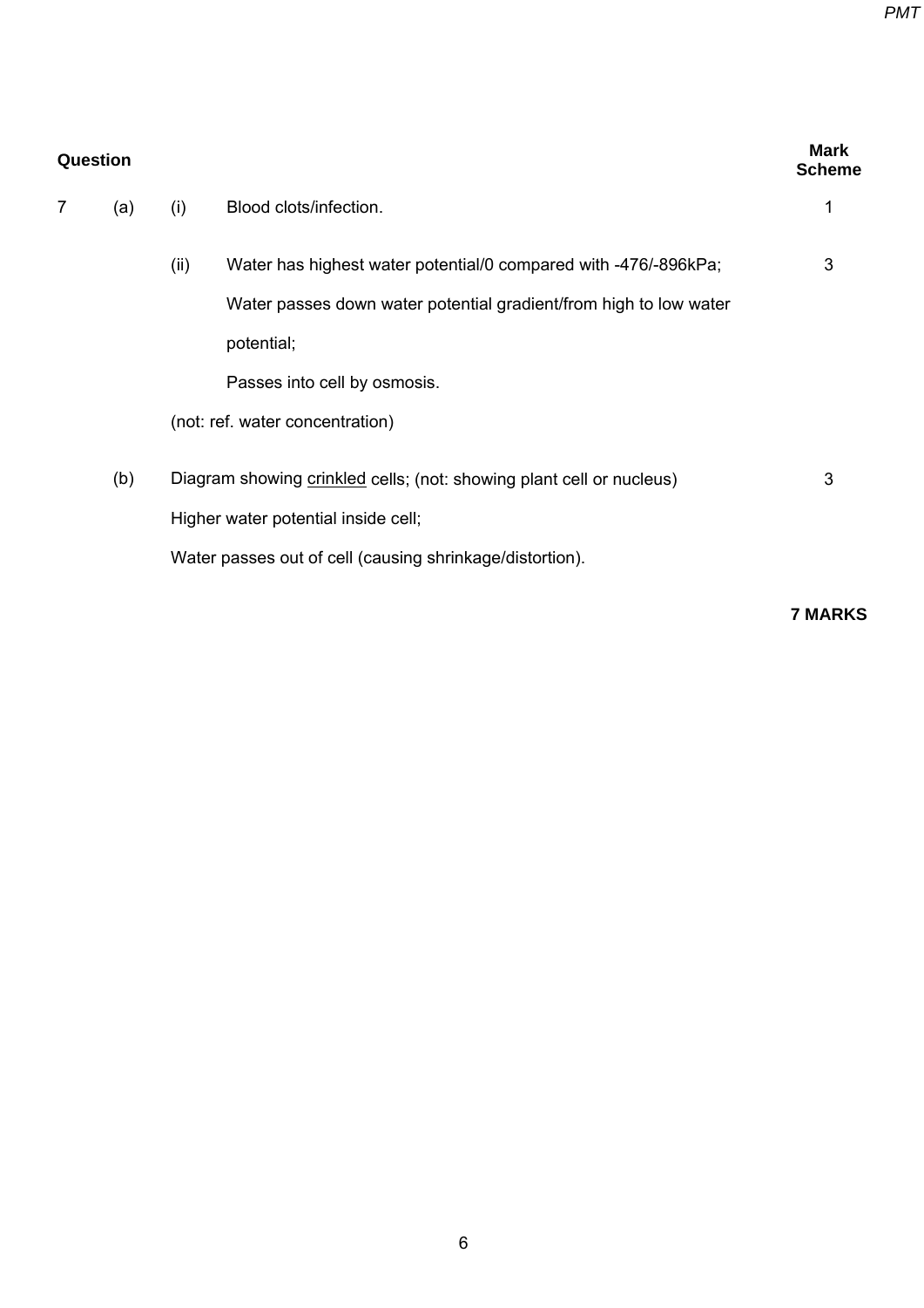| Question | | | | Mark Scheme |
|---|---|---|---|---|
| 7 | (a) | (i) | Blood clots/infection. | 1 |
| | | (ii) | Water has highest water potential/0 compared with -476/-896kPa;<br>Water passes down water potential gradient/from high to low water potential;<br>Passes into cell by osmosis.<br>(not: ref. water concentration) | 3 |
| | (b) | | Diagram showing crinkled cells; (not: showing plant cell or nucleus)<br>Higher water potential inside cell;<br>Water passes out of cell (causing shrinkage/distortion). | 3 |

**7 MARKS**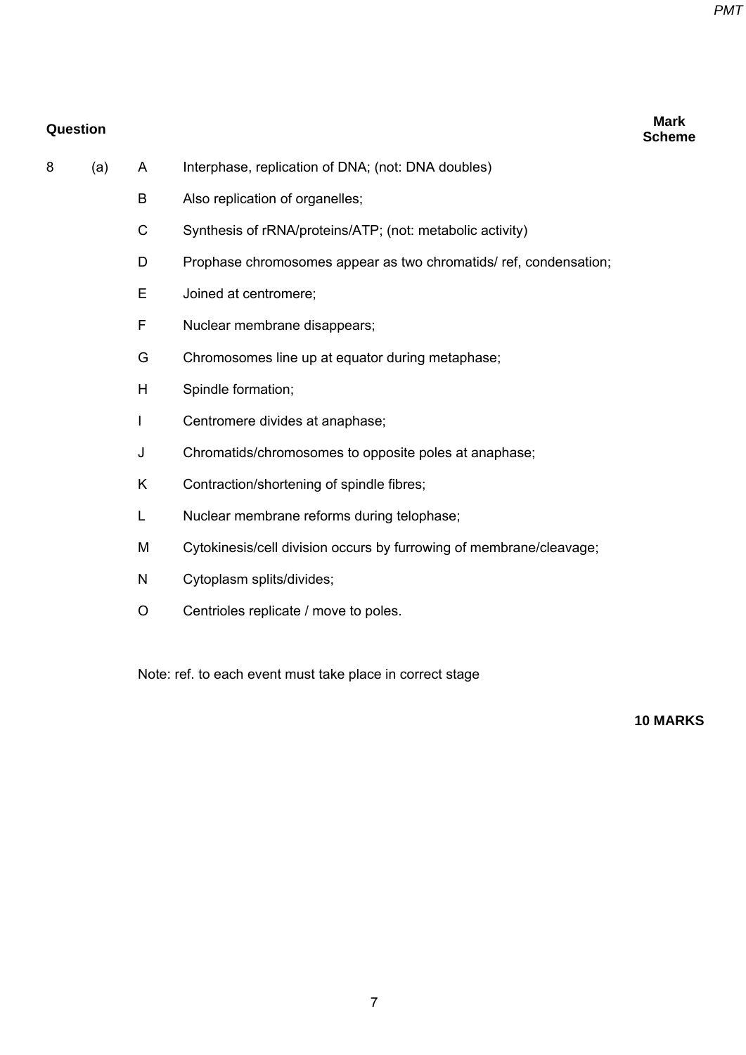| Question | | | | Mark Scheme |
|---|---|---|---|---|
| 8 | (a) | A | Interphase, replication of DNA; (not: DNA doubles) | |
| | | B | Also replication of organelles; | |
| | | C | Synthesis of rRNA/proteins/ATP; (not: metabolic activity) | |
| | | D | Prophase chromosomes appear as two chromatids/ ref, condensation; | |
| | | E | Joined at centromere; | |
| | | F | Nuclear membrane disappears; | |
| | | G | Chromosomes line up at equator during metaphase; | |
| | | H | Spindle formation; | |
| | | I | Centromere divides at anaphase; | |
| | | J | Chromatids/chromosomes to opposite poles at anaphase; | |
| | | K | Contraction/shortening of spindle fibres; | |
| | | L | Nuclear membrane reforms during telophase; | |
| | | M | Cytokinesis/cell division occurs by furrowing of membrane/cleavage; | |
| | | N | Cytoplasm splits/divides; | |
| | | O | Centrioles replicate / move to poles. | |

Note: ref. to each event must take place in correct stage

**10 MARKS**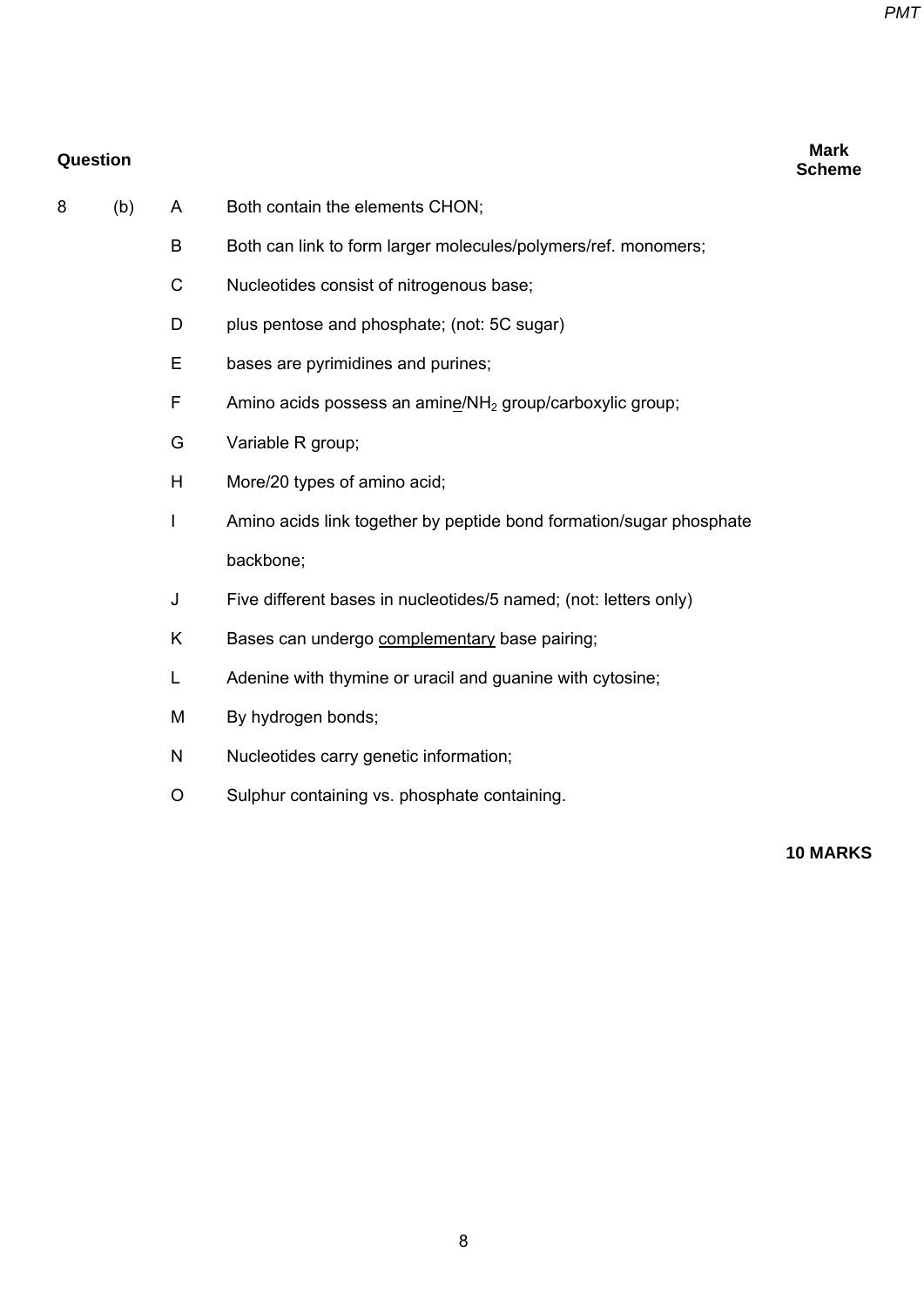| Question | | | | Mark Scheme |
|---|---|---|---|---|
| 8 | (b) | A | Both contain the elements CHON; | |
| | | B | Both can link to form larger molecules/polymers/ref. monomers; | |
| | | C | Nucleotides consist of nitrogenous base; | |
| | | D | plus pentose and phosphate; (not: 5C sugar) | |
| | | E | bases are pyrimidines and purines; | |
| | | F | Amino acids possess an amin<u>e</u>/$NH_2$ group/carboxylic group; | |
| | | G | Variable R group; | |
| | | H | More/20 types of amino acid; | |
| | | I | Amino acids link together by peptide bond formation/sugar phosphate backbone; | |
| | | J | Five different bases in nucleotides/5 named; (not: letters only) | |
| | | K | Bases can undergo <u>complementary</u> base pairing; | |
| | | L | Adenine with thymine or uracil and guanine with cytosine; | |
| | | M | By hydrogen bonds; | |
| | | N | Nucleotides carry genetic information; | |
| | | O | Sulphur containing vs. phosphate containing. | |

**10 MARKS**